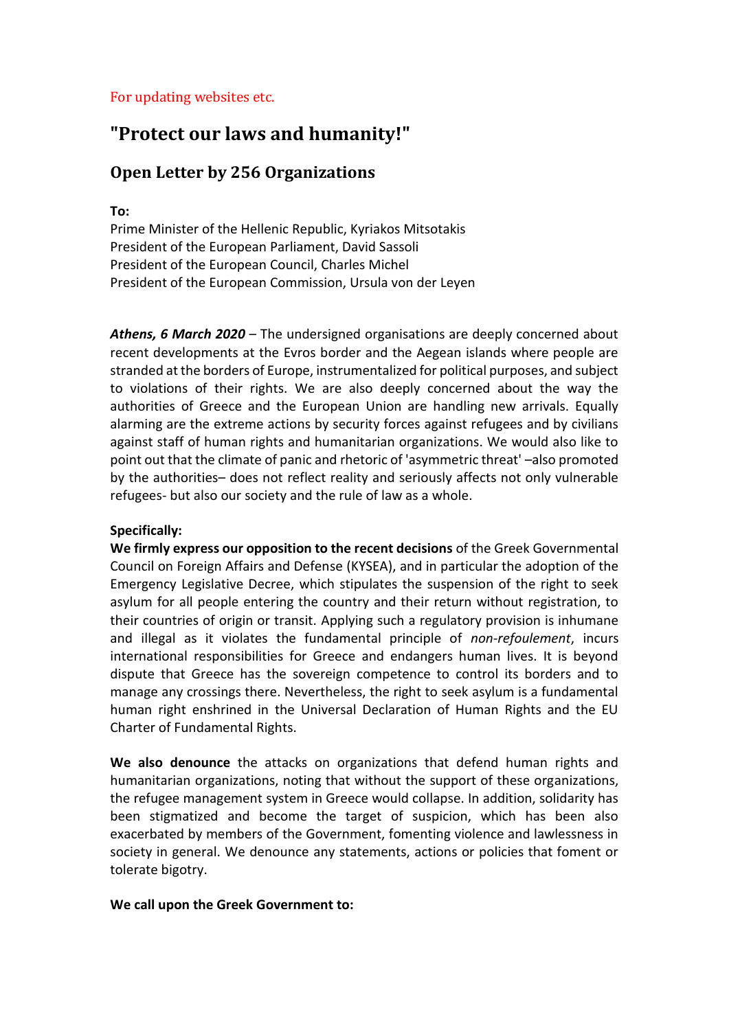For updating websites etc.

# "Protect our laws and humanity!"

## Open Letter by 256 Organizations

**To:**
Prime Minister of the Hellenic Republic, Kyriakos Mitsotakis
President of the European Parliament, David Sassoli
President of the European Council, Charles Michel
President of the European Commission, Ursula von der Leyen

***Athens, 6 March 2020*** – The undersigned organisations are deeply concerned about recent developments at the Evros border and the Aegean islands where people are stranded at the borders of Europe, instrumentalized for political purposes, and subject to violations of their rights. We are also deeply concerned about the way the authorities of Greece and the European Union are handling new arrivals. Equally alarming are the extreme actions by security forces against refugees and by civilians against staff of human rights and humanitarian organizations. We would also like to point out that the climate of panic and rhetoric of 'asymmetric threat' –also promoted by the authorities– does not reflect reality and seriously affects not only vulnerable refugees- but also our society and the rule of law as a whole.

**Specifically:**
**We firmly express our opposition to the recent decisions** of the Greek Governmental Council on Foreign Affairs and Defense (KYSEA), and in particular the adoption of the Emergency Legislative Decree, which stipulates the suspension of the right to seek asylum for all people entering the country and their return without registration, to their countries of origin or transit. Applying such a regulatory provision is inhumane and illegal as it violates the fundamental principle of *non-refoulement*, incurs international responsibilities for Greece and endangers human lives. It is beyond dispute that Greece has the sovereign competence to control its borders and to manage any crossings there. Nevertheless, the right to seek asylum is a fundamental human right enshrined in the Universal Declaration of Human Rights and the EU Charter of Fundamental Rights.

**We also denounce** the attacks on organizations that defend human rights and humanitarian organizations, noting that without the support of these organizations, the refugee management system in Greece would collapse. In addition, solidarity has been stigmatized and become the target of suspicion, which has been also exacerbated by members of the Government, fomenting violence and lawlessness in society in general. We denounce any statements, actions or policies that foment or tolerate bigotry.

**We call upon the Greek Government to:**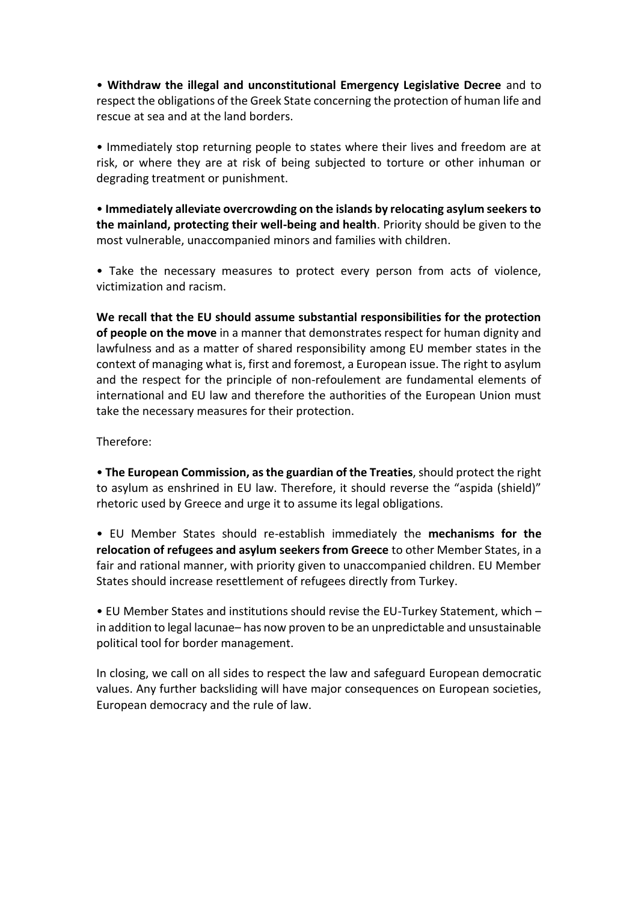- **Withdraw the illegal and unconstitutional Emergency Legislative Decree** and to respect the obligations of the Greek State concerning the protection of human life and rescue at sea and at the land borders.

- Immediately stop returning people to states where their lives and freedom are at risk, or where they are at risk of being subjected to torture or other inhuman or degrading treatment or punishment.

- **Immediately alleviate overcrowding on the islands by relocating asylum seekers to the mainland, protecting their well-being and health**. Priority should be given to the most vulnerable, unaccompanied minors and families with children.

- Take the necessary measures to protect every person from acts of violence, victimization and racism.

**We recall that the EU should assume substantial responsibilities for the protection of people on the move** in a manner that demonstrates respect for human dignity and lawfulness and as a matter of shared responsibility among EU member states in the context of managing what is, first and foremost, a European issue. The right to asylum and the respect for the principle of non-refoulement are fundamental elements of international and EU law and therefore the authorities of the European Union must take the necessary measures for their protection.

Therefore:

- **The European Commission, as the guardian of the Treaties**, should protect the right to asylum as enshrined in EU law. Therefore, it should reverse the "aspida (shield)" rhetoric used by Greece and urge it to assume its legal obligations.

- EU Member States should re-establish immediately the **mechanisms for the relocation of refugees and asylum seekers from Greece** to other Member States, in a fair and rational manner, with priority given to unaccompanied children. EU Member States should increase resettlement of refugees directly from Turkey.

- EU Member States and institutions should revise the EU-Turkey Statement, which – in addition to legal lacunae– has now proven to be an unpredictable and unsustainable political tool for border management.

In closing, we call on all sides to respect the law and safeguard European democratic values. Any further backsliding will have major consequences on European societies, European democracy and the rule of law.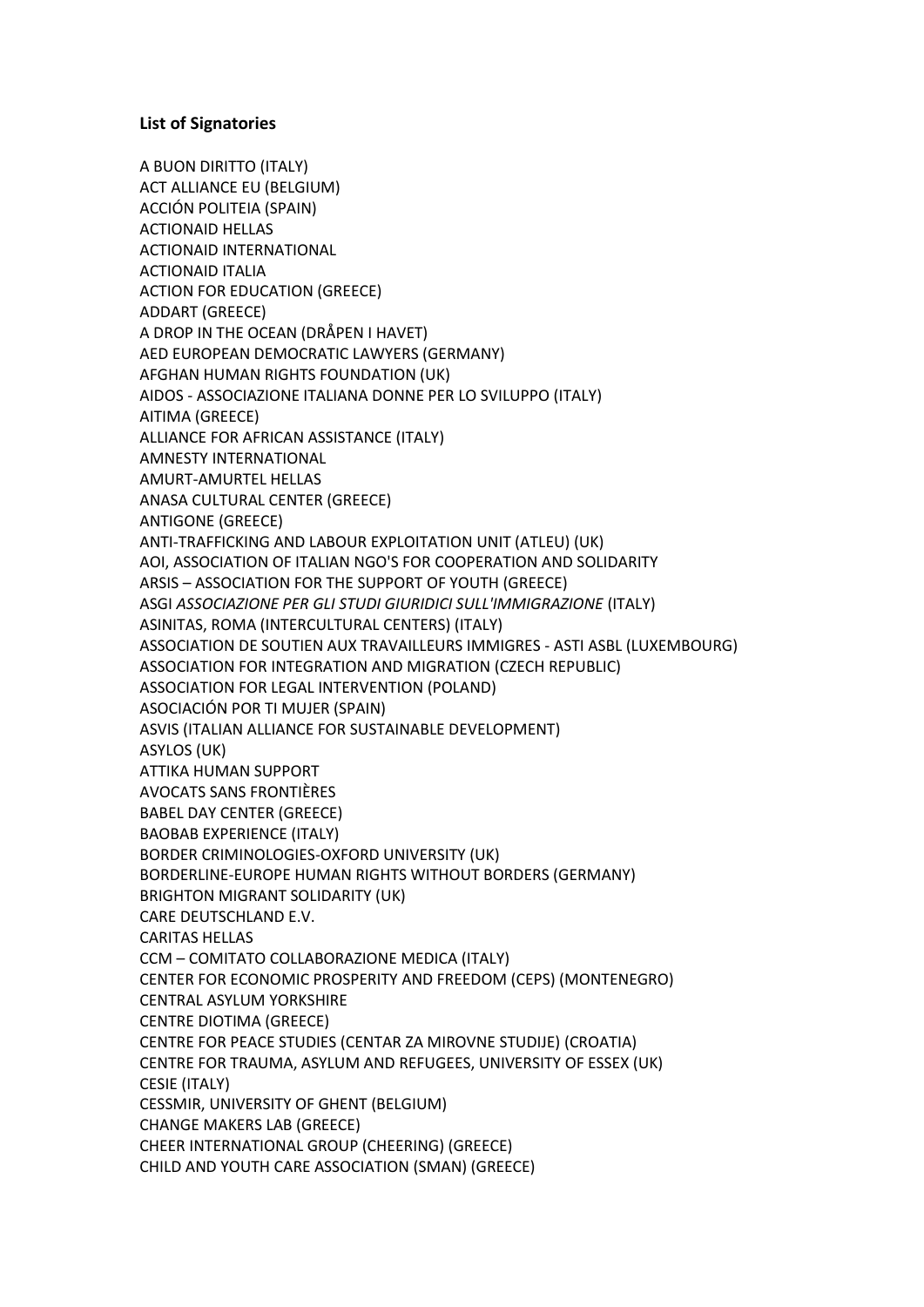**List of Signatories**

A BUON DIRITTO (ITALY)  
ACT ALLIANCE EU (BELGIUM)  
ACCIÓN POLITEIA (SPAIN)  
ACTIONAID HELLAS  
ACTIONAID INTERNATIONAL  
ACTIONAID ITALIA  
ACTION FOR EDUCATION (GREECE)  
ADDART (GREECE)  
A DROP IN THE OCEAN (DRÅPEN I HAVET)  
AED EUROPEAN DEMOCRATIC LAWYERS (GERMANY)  
AFGHAN HUMAN RIGHTS FOUNDATION (UK)  
AIDOS - ASSOCIAZIONE ITALIANA DONNE PER LO SVILUPPO (ITALY)  
AITIMA (GREECE)  
ALLIANCE FOR AFRICAN ASSISTANCE (ITALY)  
AMNESTY INTERNATIONAL  
AMURT-AMURTEL HELLAS  
ANASA CULTURAL CENTER (GREECE)  
ANTIGONE (GREECE)  
ANTI-TRAFFICKING AND LABOUR EXPLOITATION UNIT (ATLEU) (UK)  
AOI, ASSOCIATION OF ITALIAN NGO'S FOR COOPERATION AND SOLIDARITY  
ARSIS – ASSOCIATION FOR THE SUPPORT OF YOUTH (GREECE)  
ASGI *ASSOCIAZIONE PER GLI STUDI GIURIDICI SULL'IMMIGRAZIONE* (ITALY)  
ASINITAS, ROMA (INTERCULTURAL CENTERS) (ITALY)  
ASSOCIATION DE SOUTIEN AUX TRAVAILLEURS IMMIGRES - ASTI ASBL (LUXEMBOURG)  
ASSOCIATION FOR INTEGRATION AND MIGRATION (CZECH REPUBLIC)  
ASSOCIATION FOR LEGAL INTERVENTION (POLAND)  
ASOCIACIÓN POR TI MUJER (SPAIN)  
ASVIS (ITALIAN ALLIANCE FOR SUSTAINABLE DEVELOPMENT)  
ASYLOS (UK)  
ATTIKA HUMAN SUPPORT  
AVOCATS SANS FRONTIÈRES  
BABEL DAY CENTER (GREECE)  
BAOBAB EXPERIENCE (ITALY)  
BORDER CRIMINOLOGIES-OXFORD UNIVERSITY (UK)  
BORDERLINE-EUROPE HUMAN RIGHTS WITHOUT BORDERS (GERMANY)  
BRIGHTON MIGRANT SOLIDARITY (UK)  
CARE DEUTSCHLAND E.V.  
CARITAS HELLAS  
CCM – COMITATO COLLABORAZIONE MEDICA (ITALY)  
CENTER FOR ECONOMIC PROSPERITY AND FREEDOM (CEPS) (MONTENEGRO)  
CENTRAL ASYLUM YORKSHIRE  
CENTRE DIOTIMA (GREECE)  
CENTRE FOR PEACE STUDIES (CENTAR ZA MIROVNE STUDIJE) (CROATIA)  
CENTRE FOR TRAUMA, ASYLUM AND REFUGEES, UNIVERSITY OF ESSEX (UK)  
CESIE (ITALY)  
CESSMIR, UNIVERSITY OF GHENT (BELGIUM)  
CHANGE MAKERS LAB (GREECE)  
CHEER INTERNATIONAL GROUP (CHEERING) (GREECE)  
CHILD AND YOUTH CARE ASSOCIATION (SMAN) (GREECE)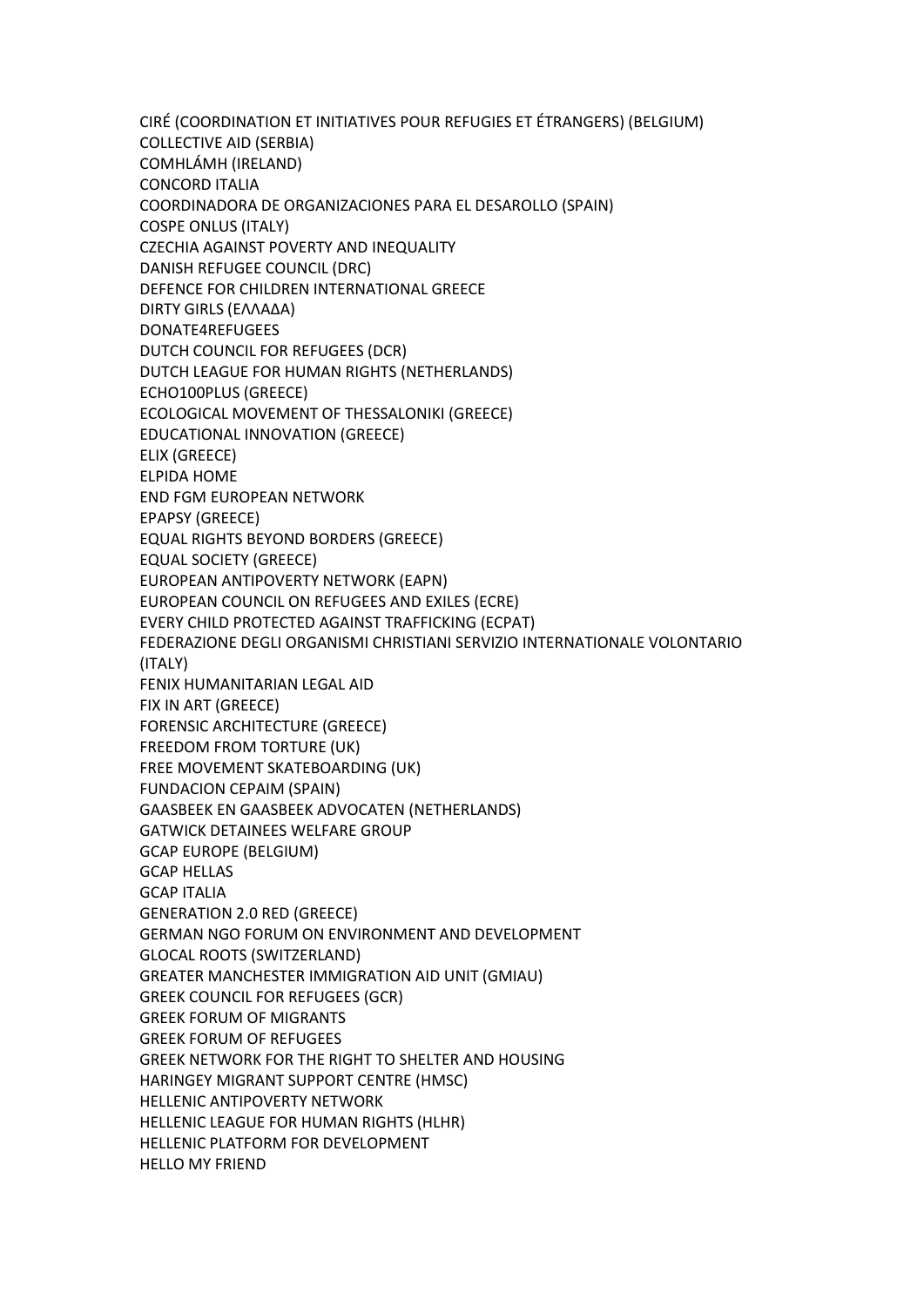CIRÉ (COORDINATION ET INITIATIVES POUR REFUGIES ET ÉTRANGERS) (BELGIUM)
COLLECTIVE AID (SERBIA)
COMHLÁMH (IRELAND)
CONCORD ITALIA
COORDINADORA DE ORGANIZACIONES PARA EL DESAROLLO (SPAIN)
COSPE ONLUS (ITALY)
CZECHIA AGAINST POVERTY AND INEQUALITY
DANISH REFUGEE COUNCIL (DRC)
DEFENCE FOR CHILDREN INTERNATIONAL GREECE
DIRTY GIRLS (ΕΛΛΑΔΑ)
DONATE4REFUGEES
DUTCH COUNCIL FOR REFUGEES (DCR)
DUTCH LEAGUE FOR HUMAN RIGHTS (NETHERLANDS)
ECHO100PLUS (GREECE)
ECOLOGICAL MOVEMENT OF THESSALONIKI (GREECE)
EDUCATIONAL INNOVATION (GREECE)
ELIX (GREECE)
ELPIDA HOME
END FGM EUROPEAN NETWORK
EPAPSY (GREECE)
EQUAL RIGHTS BEYOND BORDERS (GREECE)
EQUAL SOCIETY (GREECE)
EUROPEAN ANTIPOVERTY NETWORK (EAPN)
EUROPEAN COUNCIL ON REFUGEES AND EXILES (ECRE)
EVERY CHILD PROTECTED AGAINST TRAFFICKING (ECPAT)
FEDERAZIONE DEGLI ORGANISMI CHRISTIANI SERVIZIO INTERNATIONALE VOLONTARIO (ITALY)
FENIX HUMANITARIAN LEGAL AID
FIX IN ART (GREECE)
FORENSIC ARCHITECTURE (GREECE)
FREEDOM FROM TORTURE (UK)
FREE MOVEMENT SKATEBOARDING (UK)
FUNDACION CEPAIM (SPAIN)
GAASBEEK EN GAASBEEK ADVOCATEN (NETHERLANDS)
GATWICK DETAINEES WELFARE GROUP
GCAP EUROPE (BELGIUM)
GCAP HELLAS
GCAP ITALIA
GENERATION 2.0 RED (GREECE)
GERMAN NGO FORUM ON ENVIRONMENT AND DEVELOPMENT
GLOCAL ROOTS (SWITZERLAND)
GREATER MANCHESTER IMMIGRATION AID UNIT (GMIAU)
GREEK COUNCIL FOR REFUGEES (GCR)
GREEK FORUM OF MIGRANTS
GREEK FORUM OF REFUGEES
GREEK NETWORK FOR THE RIGHT TO SHELTER AND HOUSING
HARINGEY MIGRANT SUPPORT CENTRE (HMSC)
HELLENIC ANTIPOVERTY NETWORK
HELLENIC LEAGUE FOR HUMAN RIGHTS (HLHR)
HELLENIC PLATFORM FOR DEVELOPMENT
HELLO MY FRIEND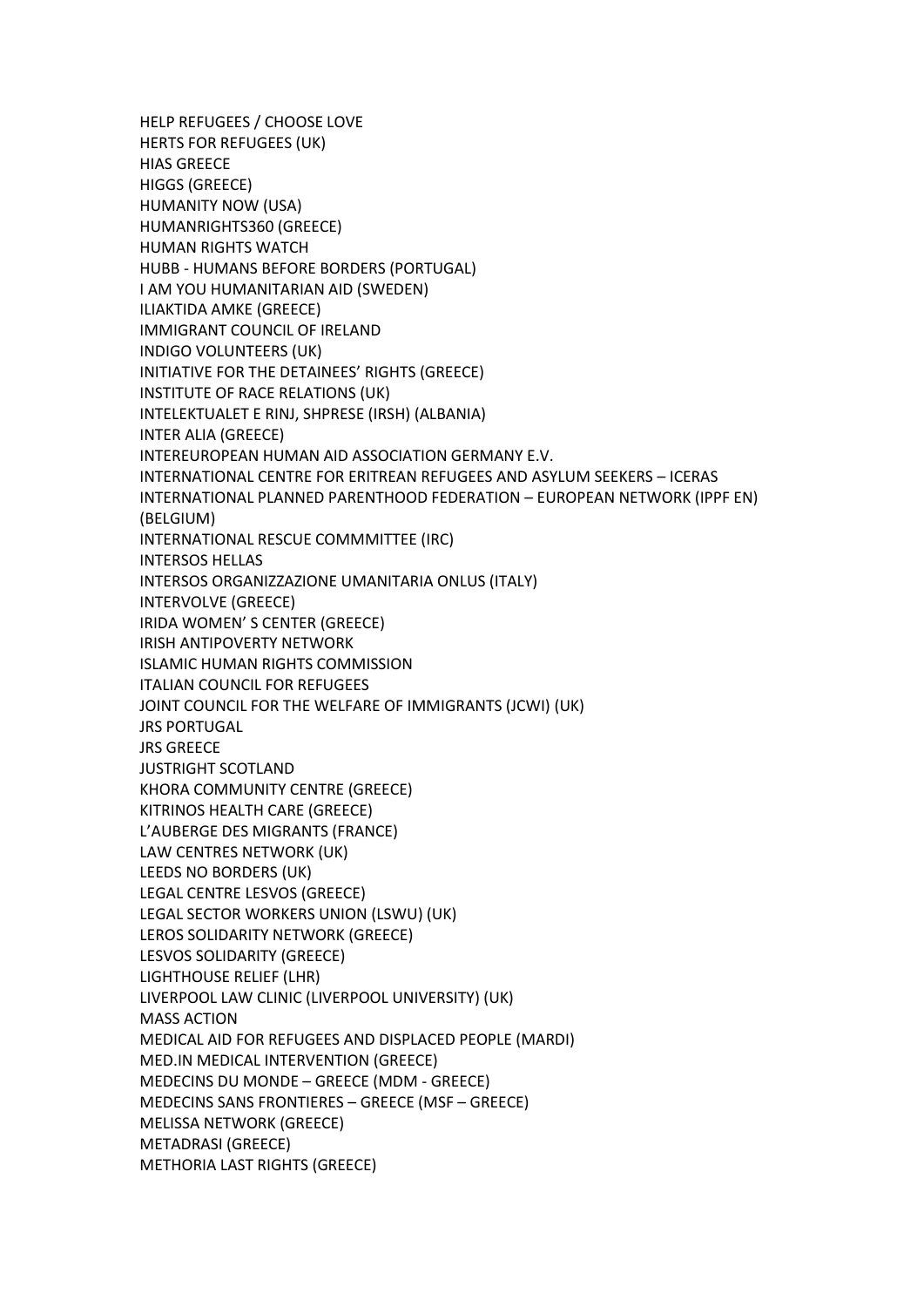HELP REFUGEES / CHOOSE LOVE
HERTS FOR REFUGEES (UK)
HIAS GREECE
HIGGS (GREECE)
HUMANITY NOW (USA)
HUMANRIGHTS360 (GREECE)
HUMAN RIGHTS WATCH
HUBB - HUMANS BEFORE BORDERS (PORTUGAL)
I AM YOU HUMANITARIAN AID (SWEDEN)
ILIAKTIDA AMKE (GREECE)
IMMIGRANT COUNCIL OF IRELAND
INDIGO VOLUNTEERS (UK)
INITIATIVE FOR THE DETAINEES' RIGHTS (GREECE)
INSTITUTE OF RACE RELATIONS (UK)
INTELEKTUALET E RINJ, SHPRESE (IRSH) (ALBANIA)
INTER ALIA (GREECE)
INTEREUROPEAN HUMAN AID ASSOCIATION GERMANY E.V.
INTERNATIONAL CENTRE FOR ERITREAN REFUGEES AND ASYLUM SEEKERS – ICERAS
INTERNATIONAL PLANNED PARENTHOOD FEDERATION – EUROPEAN NETWORK (IPPF EN) (BELGIUM)
INTERNATIONAL RESCUE COMMMITTEE (IRC)
INTERSOS HELLAS
INTERSOS ORGANIZZAZIONE UMANITARIA ONLUS (ITALY)
INTERVOLVE (GREECE)
IRIDA WOMEN' S CENTER (GREECE)
IRISH ANTIPOVERTY NETWORK
ISLAMIC HUMAN RIGHTS COMMISSION
ITALIAN COUNCIL FOR REFUGEES
JOINT COUNCIL FOR THE WELFARE OF IMMIGRANTS (JCWI) (UK)
JRS PORTUGAL
JRS GREECE
JUSTRIGHT SCOTLAND
KHORA COMMUNITY CENTRE (GREECE)
KITRINOS HEALTH CARE (GREECE)
L'AUBERGE DES MIGRANTS (FRANCE)
LAW CENTRES NETWORK (UK)
LEEDS NO BORDERS (UK)
LEGAL CENTRE LESVOS (GREECE)
LEGAL SECTOR WORKERS UNION (LSWU) (UK)
LEROS SOLIDARITY NETWORK (GREECE)
LESVOS SOLIDARITY (GREECE)
LIGHTHOUSE RELIEF (LHR)
LIVERPOOL LAW CLINIC (LIVERPOOL UNIVERSITY) (UK)
MASS ACTION
MEDICAL AID FOR REFUGEES AND DISPLACED PEOPLE (MARDI)
MED.IN MEDICAL INTERVENTION (GREECE)
MEDECINS DU MONDE – GREECE (MDM - GREECE)
MEDECINS SANS FRONTIERES – GREECE (MSF – GREECE)
MELISSA NETWORK (GREECE)
METADRASI (GREECE)
METHORIA LAST RIGHTS (GREECE)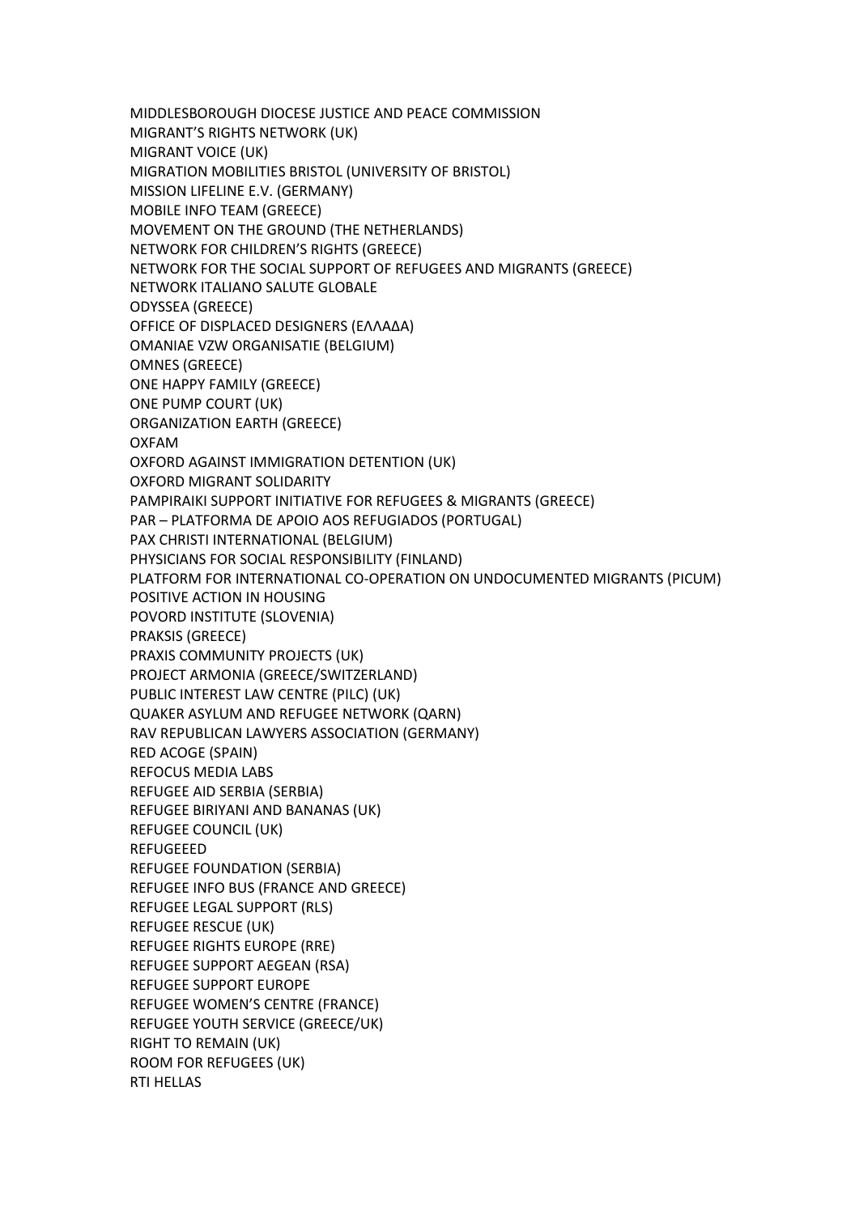MIDDLESBOROUGH DIOCESE JUSTICE AND PEACE COMMISSION
MIGRANT'S RIGHTS NETWORK (UK)
MIGRANT VOICE (UK)
MIGRATION MOBILITIES BRISTOL (UNIVERSITY OF BRISTOL)
MISSION LIFELINE E.V. (GERMANY)
MOBILE INFO TEAM (GREECE)
MOVEMENT ON THE GROUND (THE NETHERLANDS)
NETWORK FOR CHILDREN'S RIGHTS (GREECE)
NETWORK FOR THE SOCIAL SUPPORT OF REFUGEES AND MIGRANTS (GREECE)
NETWORK ITALIANO SALUTE GLOBALE
ODYSSEA (GREECE)
OFFICE OF DISPLACED DESIGNERS (ΕΛΛΑΔΑ)
OMANIAE VZW ORGANISATIE (BELGIUM)
OMNES (GREECE)
ONE HAPPY FAMILY (GREECE)
ONE PUMP COURT (UK)
ORGANIZATION EARTH (GREECE)
OXFAM
OXFORD AGAINST IMMIGRATION DETENTION (UK)
OXFORD MIGRANT SOLIDARITY
PAMPIRAIKI SUPPORT INITIATIVE FOR REFUGEES & MIGRANTS (GREECE)
PAR – PLATFORMA DE APOIO AOS REFUGIADOS (PORTUGAL)
PAX CHRISTI INTERNATIONAL (BELGIUM)
PHYSICIANS FOR SOCIAL RESPONSIBILITY (FINLAND)
PLATFORM FOR INTERNATIONAL CO-OPERATION ON UNDOCUMENTED MIGRANTS (PICUM)
POSITIVE ACTION IN HOUSING
POVORD INSTITUTE (SLOVENIA)
PRAKSIS (GREECE)
PRAXIS COMMUNITY PROJECTS (UK)
PROJECT ARMONIA (GREECE/SWITZERLAND)
PUBLIC INTEREST LAW CENTRE (PILC) (UK)
QUAKER ASYLUM AND REFUGEE NETWORK (QARN)
RAV REPUBLICAN LAWYERS ASSOCIATION (GERMANY)
RED ACOGE (SPAIN)
REFOCUS MEDIA LABS
REFUGEE AID SERBIA (SERBIA)
REFUGEE BIRIYANI AND BANANAS (UK)
REFUGEE COUNCIL (UK)
REFUGEEED
REFUGEE FOUNDATION (SERBIA)
REFUGEE INFO BUS (FRANCE AND GREECE)
REFUGEE LEGAL SUPPORT (RLS)
REFUGEE RESCUE (UK)
REFUGEE RIGHTS EUROPE (RRE)
REFUGEE SUPPORT AEGEAN (RSA)
REFUGEE SUPPORT EUROPE
REFUGEE WOMEN'S CENTRE (FRANCE)
REFUGEE YOUTH SERVICE (GREECE/UK)
RIGHT TO REMAIN (UK)
ROOM FOR REFUGEES (UK)
RTI HELLAS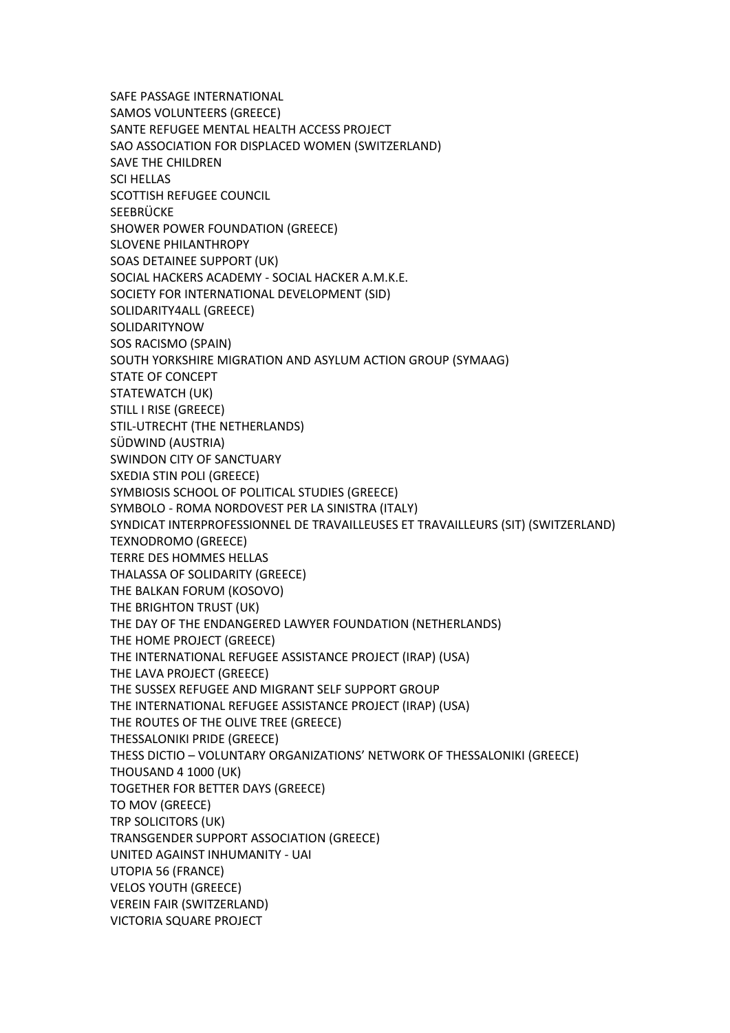SAFE PASSAGE INTERNATIONAL
SAMOS VOLUNTEERS (GREECE)
SANTE REFUGEE MENTAL HEALTH ACCESS PROJECT
SAO ASSOCIATION FOR DISPLACED WOMEN (SWITZERLAND)
SAVE THE CHILDREN
SCI HELLAS
SCOTTISH REFUGEE COUNCIL
SEEBRÜCKE
SHOWER POWER FOUNDATION (GREECE)
SLOVENE PHILANTHROPY
SOAS DETAINEE SUPPORT (UK)
SOCIAL HACKERS ACADEMY - SOCIAL HACKER A.M.K.E.
SOCIETY FOR INTERNATIONAL DEVELOPMENT (SID)
SOLIDARITY4ALL (GREECE)
SOLIDARITYNOW
SOS RACISMO (SPAIN)
SOUTH YORKSHIRE MIGRATION AND ASYLUM ACTION GROUP (SYMAAG)
STATE OF CONCEPT
STATEWATCH (UK)
STILL I RISE (GREECE)
STIL-UTRECHT (THE NETHERLANDS)
SÜDWIND (AUSTRIA)
SWINDON CITY OF SANCTUARY
SXEDIA STIN POLI (GREECE)
SYMBIOSIS SCHOOL OF POLITICAL STUDIES (GREECE)
SYMBOLO - ROMA NORDOVEST PER LA SINISTRA (ITALY)
SYNDICAT INTERPROFESSIONNEL DE TRAVAILLEUSES ET TRAVAILLEURS (SIT) (SWITZERLAND)
TEXNODROMO (GREECE)
TERRE DES HOMMES HELLAS
THALASSA OF SOLIDARITY (GREECE)
THE BALKAN FORUM (KOSOVO)
THE BRIGHTON TRUST (UK)
THE DAY OF THE ENDANGERED LAWYER FOUNDATION (NETHERLANDS)
THE HOME PROJECT (GREECE)
THE INTERNATIONAL REFUGEE ASSISTANCE PROJECT (IRAP) (USA)
THE LAVA PROJECT (GREECE)
THE SUSSEX REFUGEE AND MIGRANT SELF SUPPORT GROUP
THE INTERNATIONAL REFUGEE ASSISTANCE PROJECT (IRAP) (USA)
THE ROUTES OF THE OLIVE TREE (GREECE)
THESSALONIKI PRIDE (GREECE)
THESS DICTIO – VOLUNTARY ORGANIZATIONS' NETWORK OF THESSALONIKI (GREECE)
THOUSAND 4 1000 (UK)
TOGETHER FOR BETTER DAYS (GREECE)
TO MOV (GREECE)
TRP SOLICITORS (UK)
TRANSGENDER SUPPORT ASSOCIATION (GREECE)
UNITED AGAINST INHUMANITY - UAI
UTOPIA 56 (FRANCE)
VELOS YOUTH (GREECE)
VEREIN FAIR (SWITZERLAND)
VICTORIA SQUARE PROJECT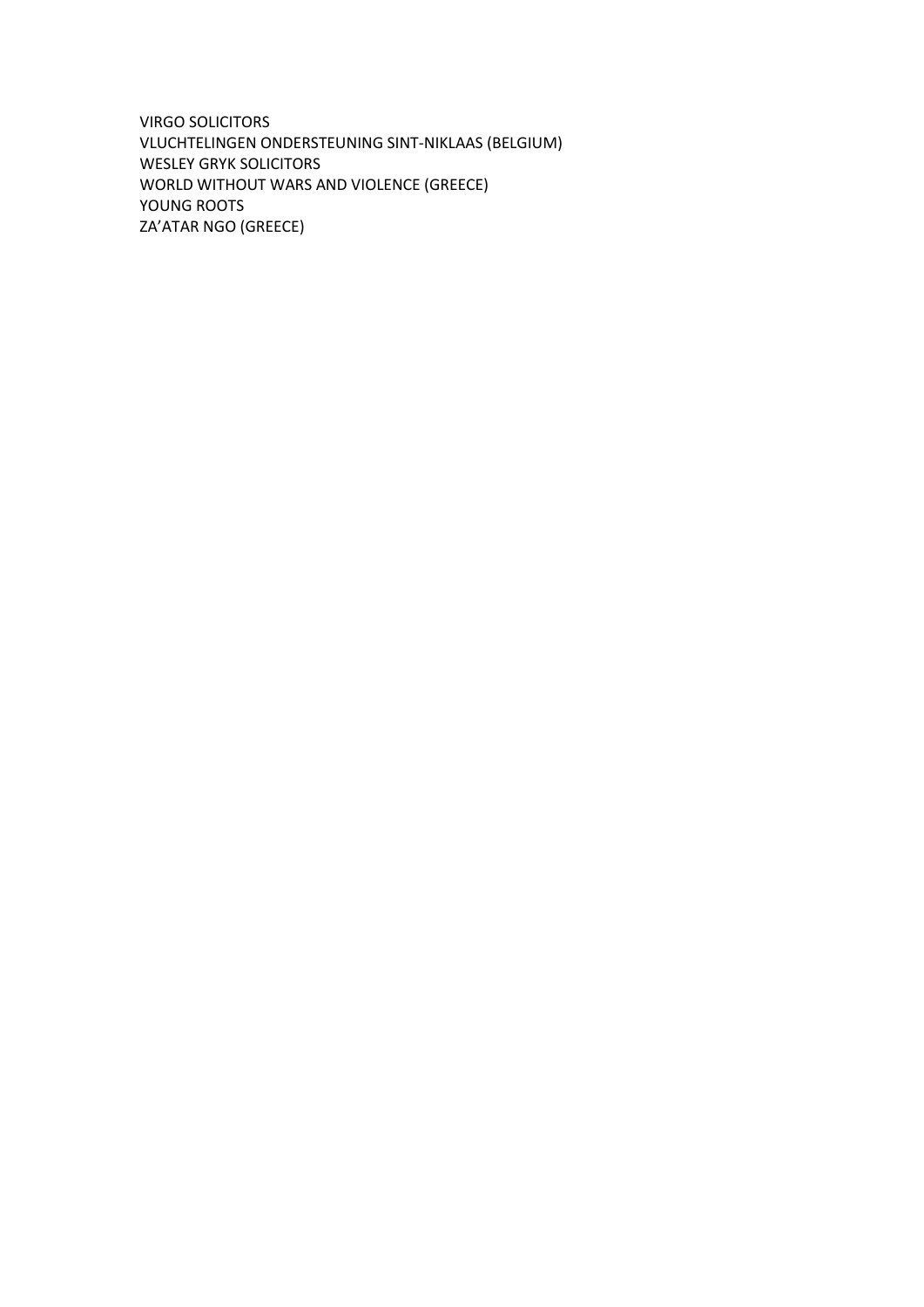VIRGO SOLICITORS
VLUCHTELINGEN ONDERSTEUNING SINT-NIKLAAS (BELGIUM)
WESLEY GRYK SOLICITORS
WORLD WITHOUT WARS AND VIOLENCE (GREECE)
YOUNG ROOTS
ZA'ATAR NGO (GREECE)